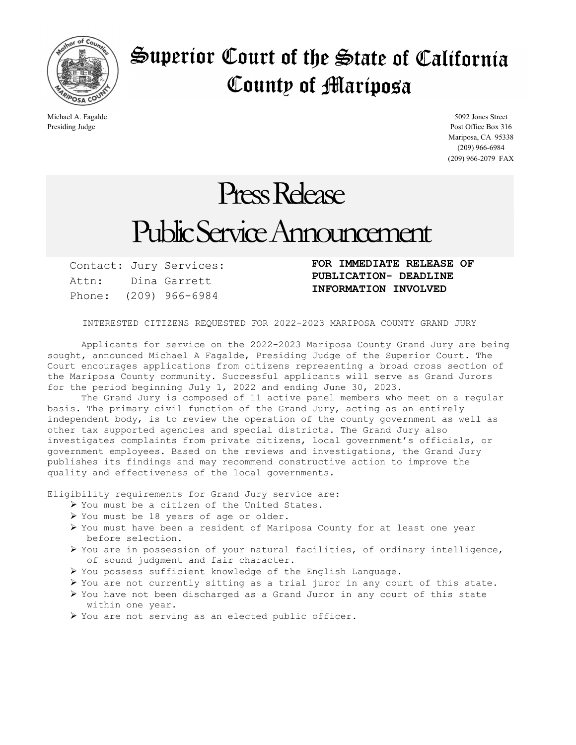# Superior Court of the State of California
# County of Mariposa

Michael A. Fagalde
Presiding Judge

5092 Jones Street
Post Office Box 316
Mariposa, CA 95338
(209) 966-6984
(209) 966-2079 FAX

# Press Release
# Public Service Announcement

Contact: Jury Services:
Attn: Dina Garrett
Phone: (209) 966-6984

**FOR IMMEDIATE RELEASE OF PUBLICATION- DEADLINE INFORMATION INVOLVED**

INTERESTED CITIZENS REQUESTED FOR 2022-2023 MARIPOSA COUNTY GRAND JURY

Applicants for service on the 2022-2023 Mariposa County Grand Jury are being sought, announced Michael A Fagalde, Presiding Judge of the Superior Court. The Court encourages applications from citizens representing a broad cross section of the Mariposa County community. Successful applicants will serve as Grand Jurors for the period beginning July 1, 2022 and ending June 30, 2023.

The Grand Jury is composed of 11 active panel members who meet on a regular basis. The primary civil function of the Grand Jury, acting as an entirely independent body, is to review the operation of the county government as well as other tax supported agencies and special districts. The Grand Jury also investigates complaints from private citizens, local government's officials, or government employees. Based on the reviews and investigations, the Grand Jury publishes its findings and may recommend constructive action to improve the quality and effectiveness of the local governments.

Eligibility requirements for Grand Jury service are:

- You must be a citizen of the United States.
- You must be 18 years of age or older.
- You must have been a resident of Mariposa County for at least one year before selection.
- You are in possession of your natural facilities, of ordinary intelligence, of sound judgment and fair character.
- You possess sufficient knowledge of the English Language.
- You are not currently sitting as a trial juror in any court of this state.
- You have not been discharged as a Grand Juror in any court of this state within one year.
- You are not serving as an elected public officer.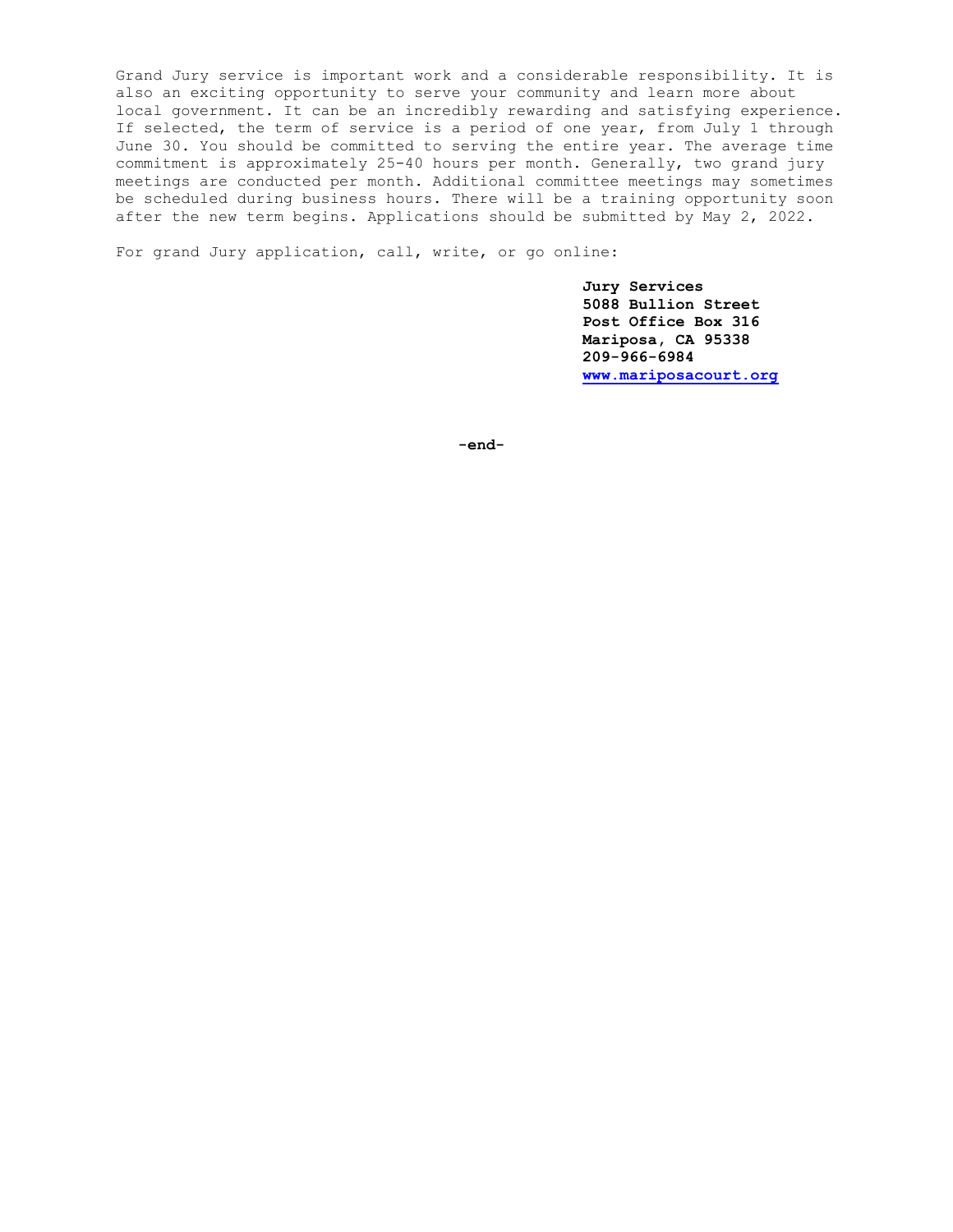Grand Jury service is important work and a considerable responsibility. It is also an exciting opportunity to serve your community and learn more about local government. It can be an incredibly rewarding and satisfying experience. If selected, the term of service is a period of one year, from July 1 through June 30. You should be committed to serving the entire year. The average time commitment is approximately 25-40 hours per month. Generally, two grand jury meetings are conducted per month. Additional committee meetings may sometimes be scheduled during business hours. There will be a training opportunity soon after the new term begins. Applications should be submitted by May 2, 2022.

For grand Jury application, call, write, or go online:

**Jury Services**
**5088 Bullion Street**
**Post Office Box 316**
**Mariposa, CA 95338**
**209-966-6984**
**www.mariposacourt.org**

**-end-**